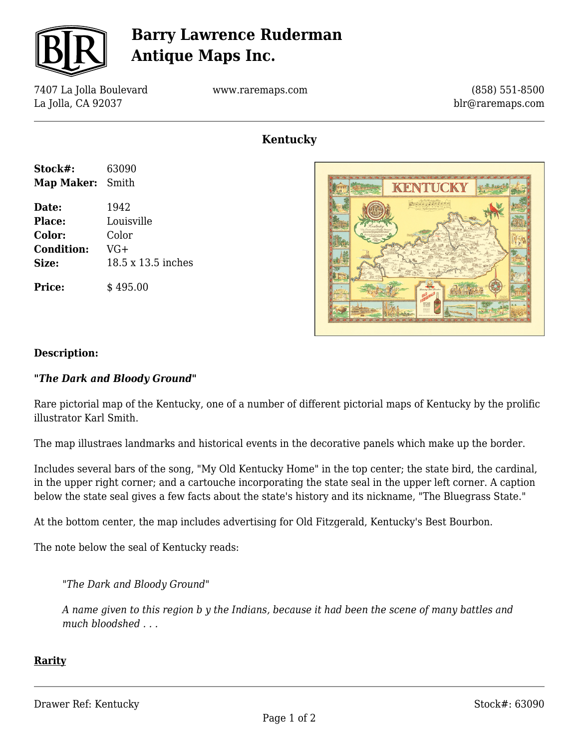# Barry Lawrence Ruderman Antique Maps Inc.

7407 La Jolla Boulevard
La Jolla, CA 92037

www.raremaps.com

(858) 551-8500
blr@raremaps.com

## Kentucky

| | |
|---|---|
| **Stock#:** | 63090 |
| **Map Maker:** | Smith |
| **Date:** | 1942 |
| **Place:** | Louisville |
| **Color:** | Color |
| **Condition:** | VG+ |
| **Size:** | 18.5 x 13.5 inches |
| **Price:** | $ 495.00 |

### Description:

***"The Dark and Bloody Ground"***

Rare pictorial map of the Kentucky, one of a number of different pictorial maps of Kentucky by the prolific illustrator Karl Smith.

The map illustraes landmarks and historical events in the decorative panels which make up the border.

Includes several bars of the song, "My Old Kentucky Home" in the top center; the state bird, the cardinal, in the upper right corner; and a cartouche incorporating the state seal in the upper left corner. A caption below the state seal gives a few facts about the state's history and its nickname, "The Bluegrass State."

At the bottom center, the map includes advertising for Old Fitzgerald, Kentucky's Best Bourbon.

The note below the seal of Kentucky reads:

> "*The Dark and Bloody Ground*"
>
> *A name given to this region b y the Indians, because it had been the scene of many battles and much bloodshed . . .*

**Rarity**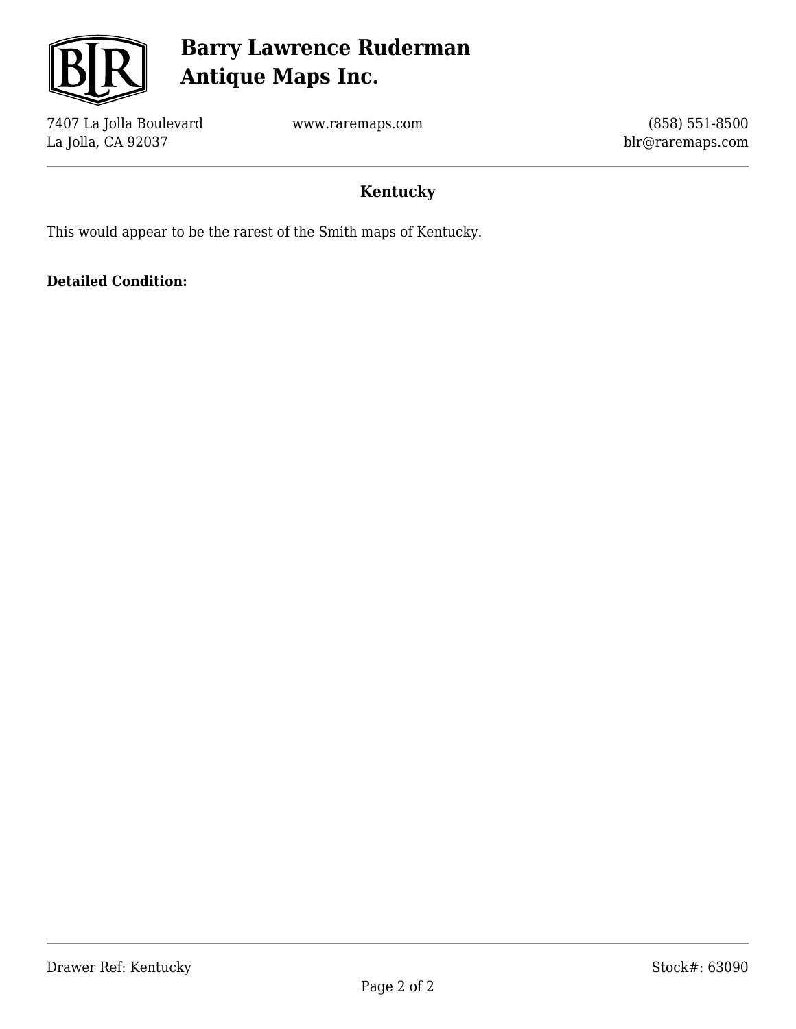## Kentucky

This would appear to be the rarest of the Smith maps of Kentucky.

**Detailed Condition:**